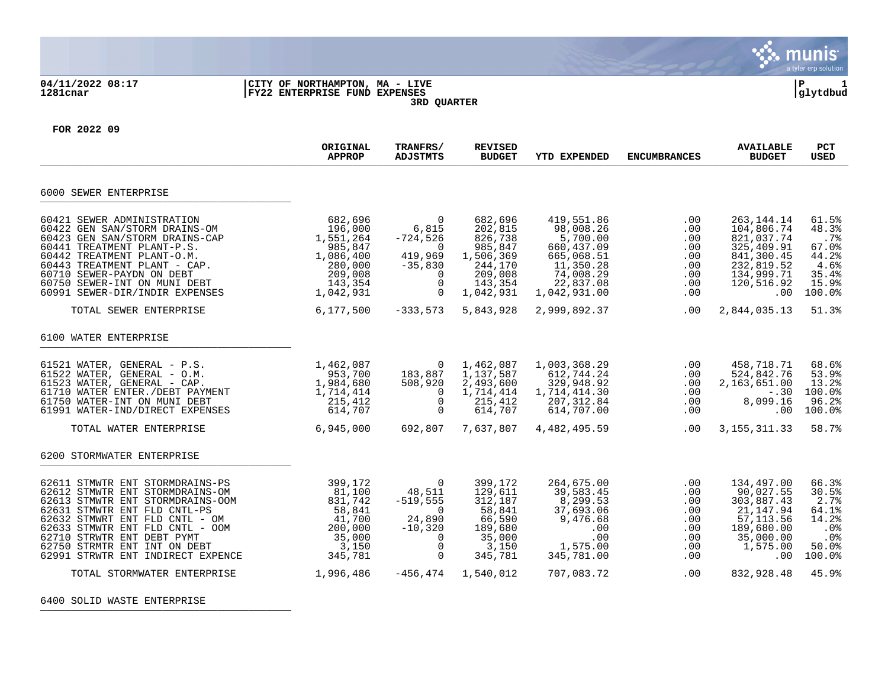**04/11/2022 08:17**
**1281cnar**

**CITY OF NORTHAMPTON, MA - LIVE**
**FY22 ENTERPRISE FUND EXPENSES**
**3RD QUARTER**

**P 1**
**glytdbud**

**FOR 2022 09**

| | ORIGINAL APPROP | TRANFRS/ ADJSTMTS | REVISED BUDGET | YTD EXPENDED | ENCUMBRANCES | AVAILABLE BUDGET | PCT USED |
|---|---|---|---|---|---|---|---|
| **6000 SEWER ENTERPRISE** | | | | | | | |
| 60421 SEWER ADMINISTRATION | 682,696 | 0 | 682,696 | 419,551.86 | .00 | 263,144.14 | 61.5% |
| 60422 GEN SAN/STORM DRAINS-OM | 196,000 | 6,815 | 202,815 | 98,008.26 | .00 | 104,806.74 | 48.3% |
| 60423 GEN SAN/STORM DRAINS-CAP | 1,551,264 | -724,526 | 826,738 | 5,700.00 | .00 | 821,037.74 | .7% |
| 60441 TREATMENT PLANT-P.S. | 985,847 | 0 | 985,847 | 660,437.09 | .00 | 325,409.91 | 67.0% |
| 60442 TREATMENT PLANT-O.M. | 1,086,400 | 419,969 | 1,506,369 | 665,068.51 | .00 | 841,300.45 | 44.2% |
| 60443 TREATMENT PLANT - CAP. | 280,000 | -35,830 | 244,170 | 11,350.28 | .00 | 232,819.52 | 4.6% |
| 60710 SEWER-PAYDN ON DEBT | 209,008 | 0 | 209,008 | 74,008.29 | .00 | 134,999.71 | 35.4% |
| 60750 SEWER-INT ON MUNI DEBT | 143,354 | 0 | 143,354 | 22,837.08 | .00 | 120,516.92 | 15.9% |
| 60991 SEWER-DIR/INDIR EXPENSES | 1,042,931 | 0 | 1,042,931 | 1,042,931.00 | .00 | .00 | 100.0% |
| TOTAL SEWER ENTERPRISE | 6,177,500 | -333,573 | 5,843,928 | 2,999,892.37 | .00 | 2,844,035.13 | 51.3% |
| **6100 WATER ENTERPRISE** | | | | | | | |
| 61521 WATER, GENERAL - P.S. | 1,462,087 | 0 | 1,462,087 | 1,003,368.29 | .00 | 458,718.71 | 68.6% |
| 61522 WATER, GENERAL - O.M. | 953,700 | 183,887 | 1,137,587 | 612,744.24 | .00 | 524,842.76 | 53.9% |
| 61523 WATER, GENERAL - CAP. | 1,984,680 | 508,920 | 2,493,600 | 329,948.92 | .00 | 2,163,651.00 | 13.2% |
| 61710 WATER ENTER./DEBT PAYMENT | 1,714,414 | 0 | 1,714,414 | 1,714,414.30 | .00 | -.30 | 100.0% |
| 61750 WATER-INT ON MUNI DEBT | 215,412 | 0 | 215,412 | 207,312.84 | .00 | 8,099.16 | 96.2% |
| 61991 WATER-IND/DIRECT EXPENSES | 614,707 | 0 | 614,707 | 614,707.00 | .00 | .00 | 100.0% |
| TOTAL WATER ENTERPRISE | 6,945,000 | 692,807 | 7,637,807 | 4,482,495.59 | .00 | 3,155,311.33 | 58.7% |
| **6200 STORMWATER ENTERPRISE** | | | | | | | |
| 62611 STMWTR ENT STORMDRAINS-PS | 399,172 | 0 | 399,172 | 264,675.00 | .00 | 134,497.00 | 66.3% |
| 62612 STMWTR ENT STORMDRAINS-OM | 81,100 | 48,511 | 129,611 | 39,583.45 | .00 | 90,027.55 | 30.5% |
| 62613 STMWTR ENT STORMDRAINS-OOM | 831,742 | -519,555 | 312,187 | 8,299.53 | .00 | 303,887.43 | 2.7% |
| 62631 STMWTR ENT FLD CNTL-PS | 58,841 | 0 | 58,841 | 37,693.06 | .00 | 21,147.94 | 64.1% |
| 62632 STMWRT ENT FLD CNTL - OM | 41,700 | 24,890 | 66,590 | 9,476.68 | .00 | 57,113.56 | 14.2% |
| 62633 STMWTR ENT FLD CNTL - OOM | 200,000 | -10,320 | 189,680 | .00 | .00 | 189,680.00 | .0% |
| 62710 STRWTR ENT DEBT PYMT | 35,000 | 0 | 35,000 | .00 | .00 | 35,000.00 | .0% |
| 62750 STRMTR ENT INT ON DEBT | 3,150 | 0 | 3,150 | 1,575.00 | .00 | 1,575.00 | 50.0% |
| 62991 STRWTR ENT INDIRECT EXPENCE | 345,781 | 0 | 345,781 | 345,781.00 | .00 | .00 | 100.0% |
| TOTAL STORMWATER ENTERPRISE | 1,996,486 | -456,474 | 1,540,012 | 707,083.72 | .00 | 832,928.48 | 45.9% |
| **6400 SOLID WASTE ENTERPRISE** | | | | | | | |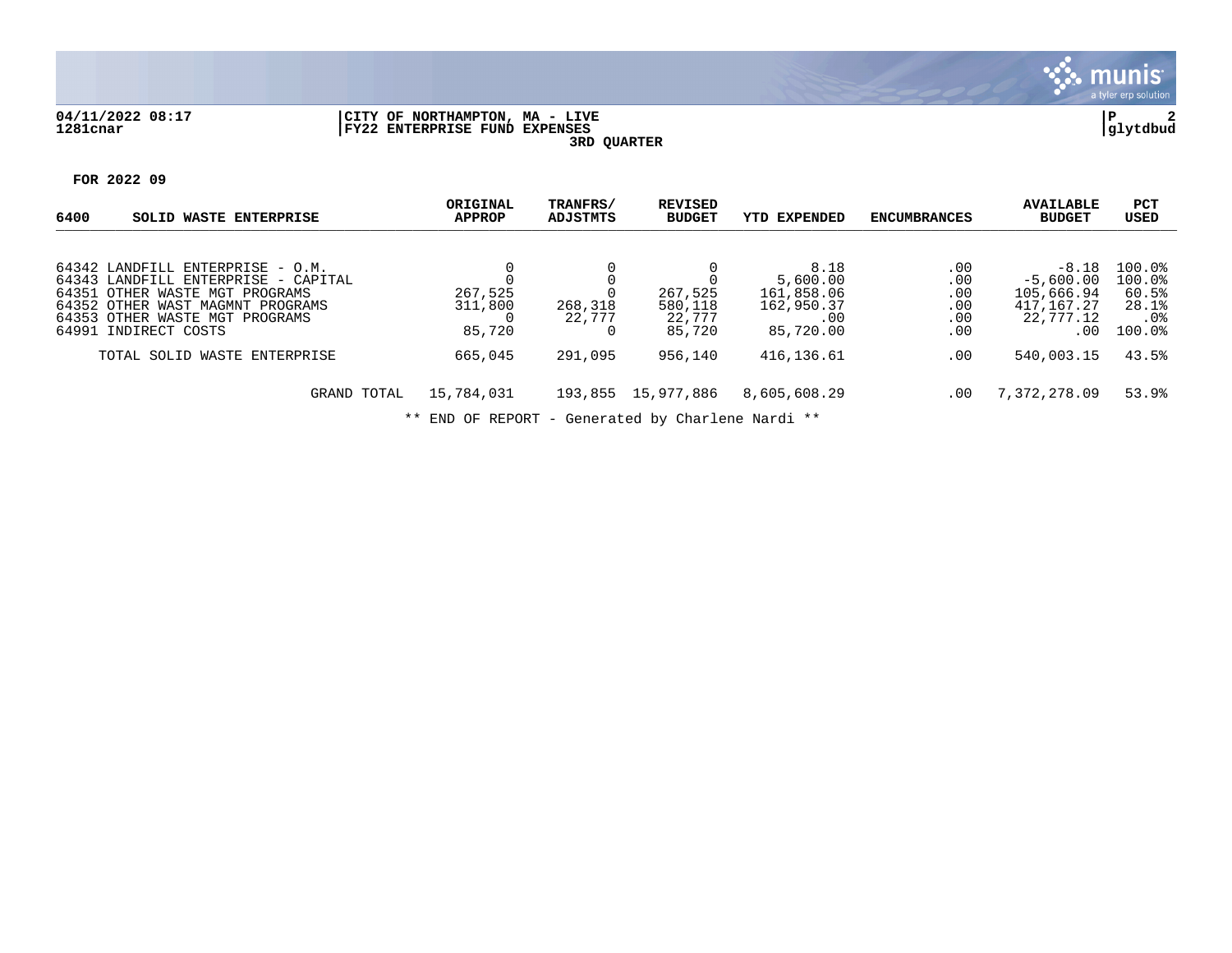04/11/2022 08:17 | CITY OF NORTHAMPTON, MA - LIVE
1281cnar | FY22 ENTERPRISE FUND EXPENSES | glytdbud

**3RD QUARTER**

**FOR 2022 09**

| 6400 SOLID WASTE ENTERPRISE | ORIGINAL APPROP | TRANFRS/ ADJSTMTS | REVISED BUDGET | YTD EXPENDED | ENCUMBRANCES | AVAILABLE BUDGET | PCT USED |
|---|---|---|---|---|---|---|---|
| 64342 LANDFILL ENTERPRISE - O.M. | 0 | 0 | 0 | 8.18 | .00 | -8.18 | 100.0% |
| 64343 LANDFILL ENTERPRISE - CAPITAL | 0 | 0 | 0 | 5,600.00 | .00 | -5,600.00 | 100.0% |
| 64351 OTHER WASTE MGT PROGRAMS | 267,525 | 0 | 267,525 | 161,858.06 | .00 | 105,666.94 | 60.5% |
| 64352 OTHER WAST MAGMNT PROGRAMS | 311,800 | 268,318 | 580,118 | 162,950.37 | .00 | 417,167.27 | 28.1% |
| 64353 OTHER WASTE MGT PROGRAMS | 0 | 22,777 | 22,777 | .00 | .00 | 22,777.12 | .0% |
| 64991 INDIRECT COSTS | 85,720 | 0 | 85,720 | 85,720.00 | .00 | .00 | 100.0% |
| TOTAL SOLID WASTE ENTERPRISE | 665,045 | 291,095 | 956,140 | 416,136.61 | .00 | 540,003.15 | 43.5% |
| GRAND TOTAL | 15,784,031 | 193,855 | 15,977,886 | 8,605,608.29 | .00 | 7,372,278.09 | 53.9% |

** END OF REPORT - Generated by Charlene Nardi **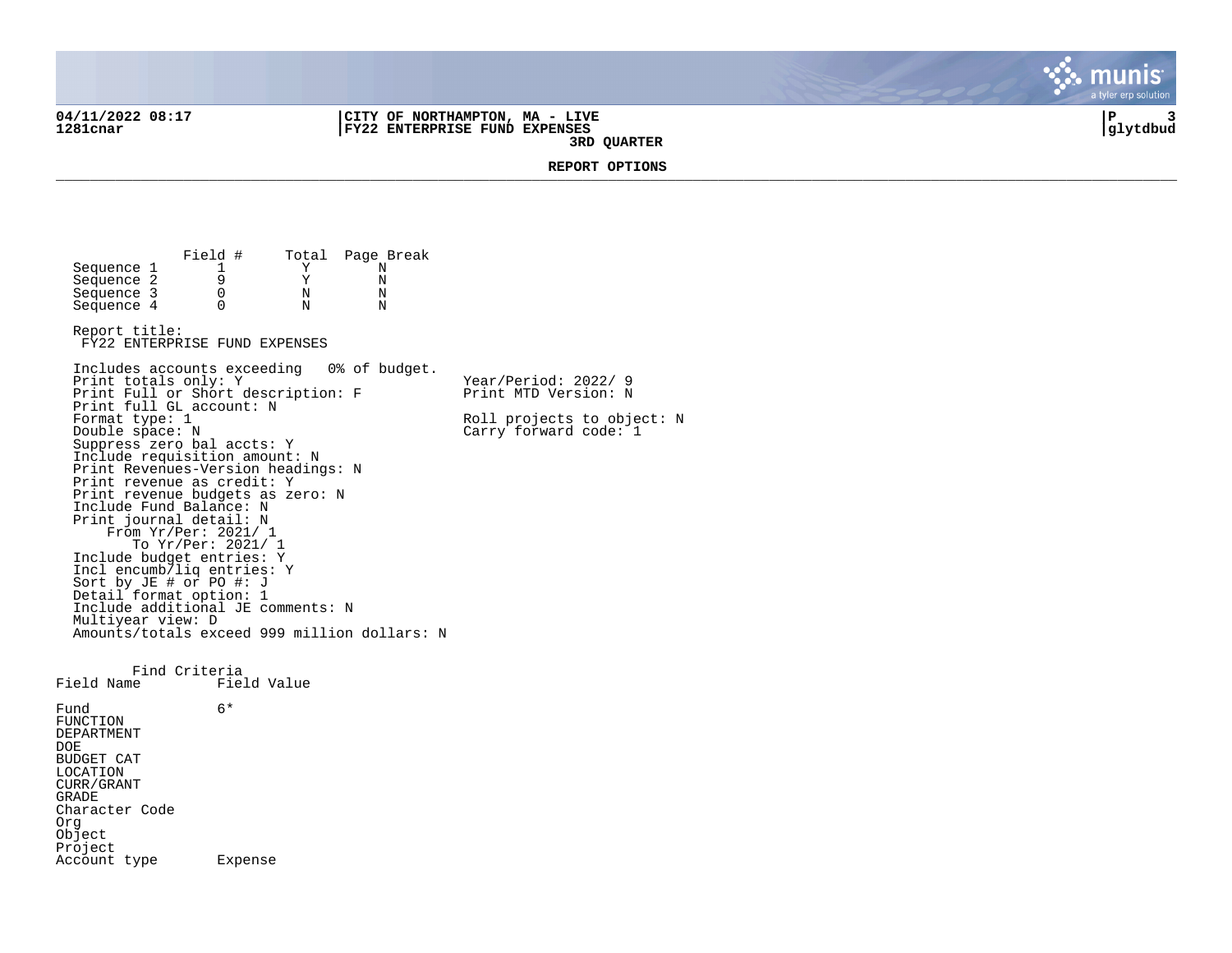# REPORT OPTIONS

|  | Field # | Total | Page Break |
|---|---|---|---|
| Sequence 1 | 1 | Y | N |
| Sequence 2 | 9 | Y | N |
| Sequence 3 | 0 | N | N |
| Sequence 4 | 0 | N | N |

Report title:
FY22 ENTERPRISE FUND EXPENSES

Includes accounts exceeding 0% of budget.
Print totals only: Y
Print Full or Short description: F
Print full GL account: N
Format type: 1
Double space: N
Suppress zero bal accts: Y
Include requisition amount: N
Print Revenues-Version headings: N
Print revenue as credit: Y
Print revenue budgets as zero: N
Include Fund Balance: N
Print journal detail: N
From Yr/Per: 2021/ 1
To Yr/Per: 2021/ 1
Include budget entries: Y
Incl encumb/liq entries: Y
Sort by JE # or PO #: J
Detail format option: 1
Include additional JE comments: N
Multiyear view: D
Amounts/totals exceed 999 million dollars: N

Year/Period: 2022/ 9
Print MTD Version: N

Roll projects to object: N
Carry forward code: 1

Find Criteria

| Field Name | Field Value |
|---|---|
| Fund | 6* |
| FUNCTION | |
| DEPARTMENT | |
| DOE | |
| BUDGET CAT | |
| LOCATION | |
| CURR/GRANT | |
| GRADE | |
| Character Code | |
| Org | |
| Object | |
| Project | |
| Account type | Expense |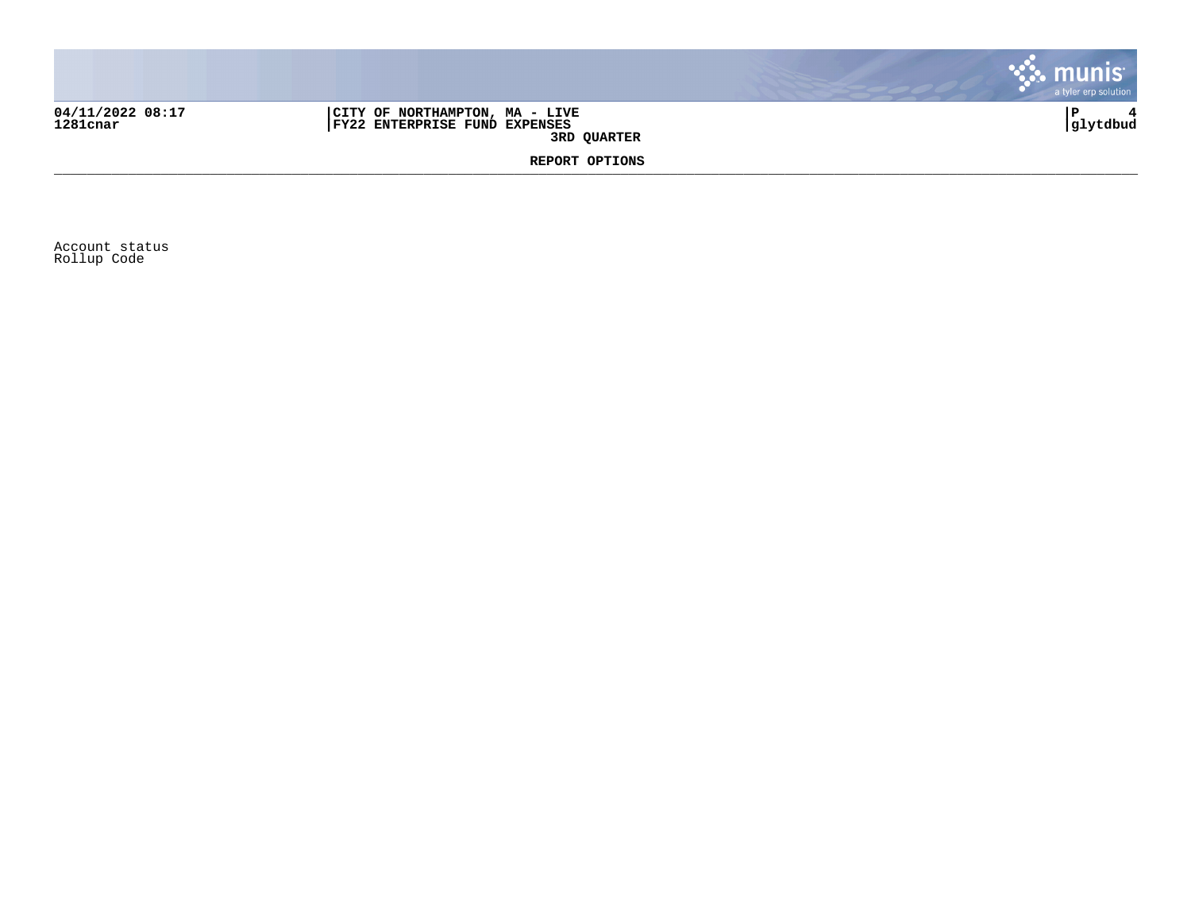REPORT OPTIONS

Account status
Rollup Code